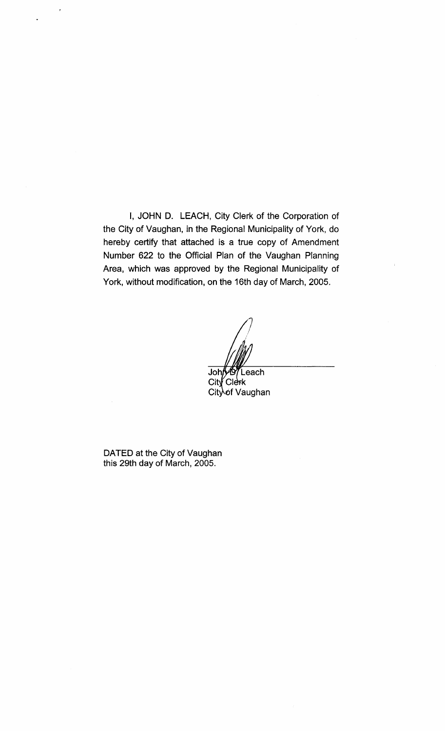I, JOHN D. LEACH, City Clerk of the Corporation of the City of Vaughan, in the Regional Municipality of York, do hereby certify that attached is a true copy of Amendment Number 622 to the Official Plan of the Vaughan Planning Area, which was approved by the Regional Municipality of York, without modification, on the 16th day of March, 2005.

John D. Leach
City Clerk
City of Vaughan

DATED at the City of Vaughan
this 29th day of March, 2005.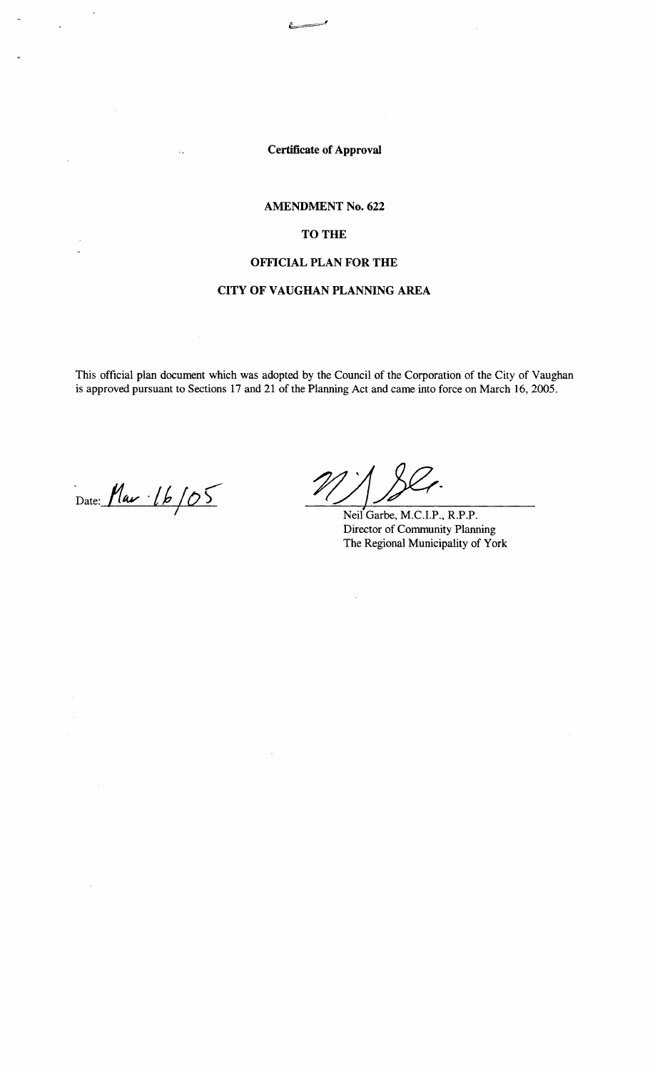**Certificate of Approval**

**AMENDMENT No. 622**

**TO THE**

**OFFICIAL PLAN FOR THE**

**CITY OF VAUGHAN PLANNING AREA**

This official plan document which was adopted by the Council of the Corporation of the City of Vaughan is approved pursuant to Sections 17 and 21 of the Planning Act and came into force on March 16, 2005.

Date: Mar 16/05

Neil Garbe, M.C.I.P., R.P.P.
Director of Community Planning
The Regional Municipality of York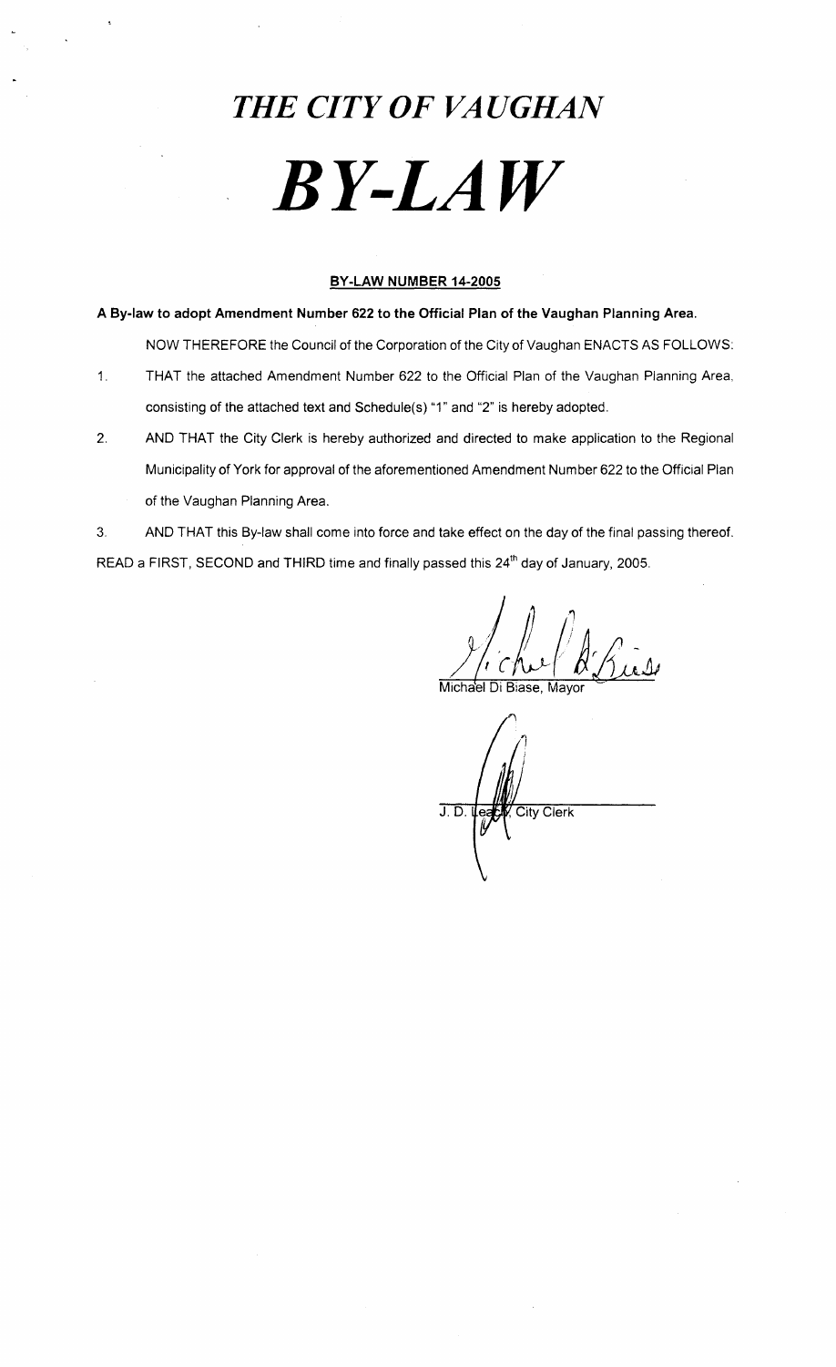# *THE CITY OF VAUGHAN*

# *BY-LAW*

**BY-LAW NUMBER 14-2005**

**A By-law to adopt Amendment Number 622 to the Official Plan of the Vaughan Planning Area.**

NOW THEREFORE the Council of the Corporation of the City of Vaughan ENACTS AS FOLLOWS:

1. THAT the attached Amendment Number 622 to the Official Plan of the Vaughan Planning Area, consisting of the attached text and Schedule(s) "1" and "2" is hereby adopted.

2. AND THAT the City Clerk is hereby authorized and directed to make application to the Regional Municipality of York for approval of the aforementioned Amendment Number 622 to the Official Plan of the Vaughan Planning Area.

3. AND THAT this By-law shall come into force and take effect on the day of the final passing thereof.

READ a FIRST, SECOND and THIRD time and finally passed this 24th day of January, 2005.

Michael Di Biase, Mayor

J. D. Leach, City Clerk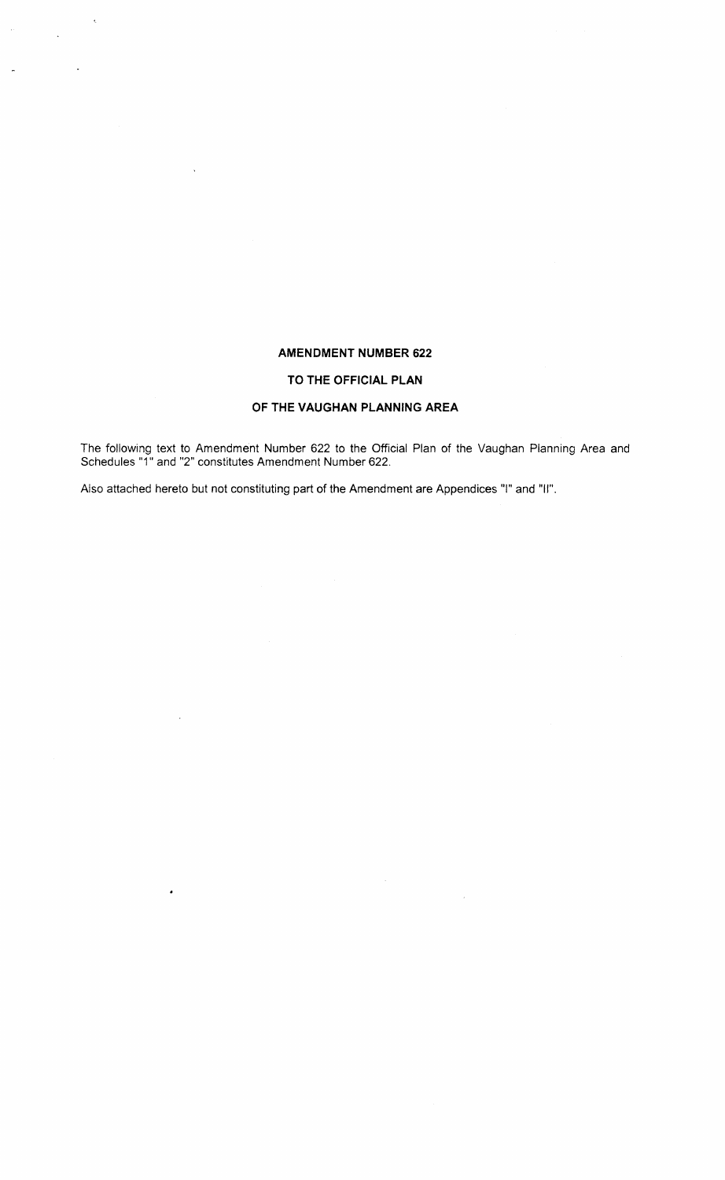# AMENDMENT NUMBER 622

# TO THE OFFICIAL PLAN

# OF THE VAUGHAN PLANNING AREA

The following text to Amendment Number 622 to the Official Plan of the Vaughan Planning Area and Schedules "1" and "2" constitutes Amendment Number 622.

Also attached hereto but not constituting part of the Amendment are Appendices "I" and "II".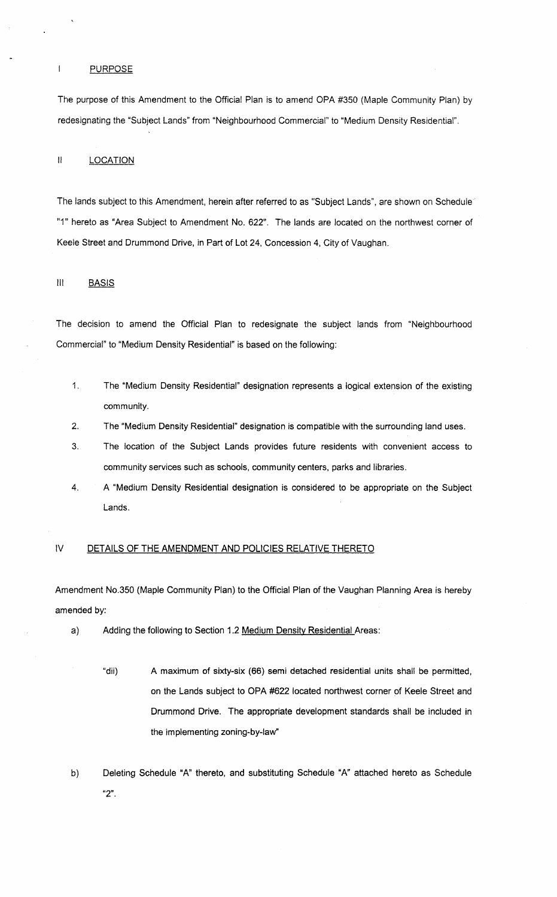## I PURPOSE

The purpose of this Amendment to the Official Plan is to amend OPA #350 (Maple Community Plan) by redesignating the "Subject Lands" from "Neighbourhood Commercial" to "Medium Density Residential".

## II LOCATION

The lands subject to this Amendment, herein after referred to as "Subject Lands", are shown on Schedule "1" hereto as "Area Subject to Amendment No. 622". The lands are located on the northwest corner of Keele Street and Drummond Drive, in Part of Lot 24, Concession 4, City of Vaughan.

## III BASIS

The decision to amend the Official Plan to redesignate the subject lands from "Neighbourhood Commercial" to "Medium Density Residential" is based on the following:

1. The "Medium Density Residential" designation represents a logical extension of the existing community.
2. The "Medium Density Residential" designation is compatible with the surrounding land uses.
3. The location of the Subject Lands provides future residents with convenient access to community services such as schools, community centers, parks and libraries.
4. A "Medium Density Residential designation is considered to be appropriate on the Subject Lands.

## IV DETAILS OF THE AMENDMENT AND POLICIES RELATIVE THERETO

Amendment No.350 (Maple Community Plan) to the Official Plan of the Vaughan Planning Area is hereby amended by:

a) Adding the following to Section 1.2 Medium Density Residential Areas:

   "dii) A maximum of sixty-six (66) semi detached residential units shall be permitted, on the Lands subject to OPA #622 located northwest corner of Keele Street and Drummond Drive. The appropriate development standards shall be included in the implementing zoning-by-law"

b) Deleting Schedule "A" thereto, and substituting Schedule "A" attached hereto as Schedule "2".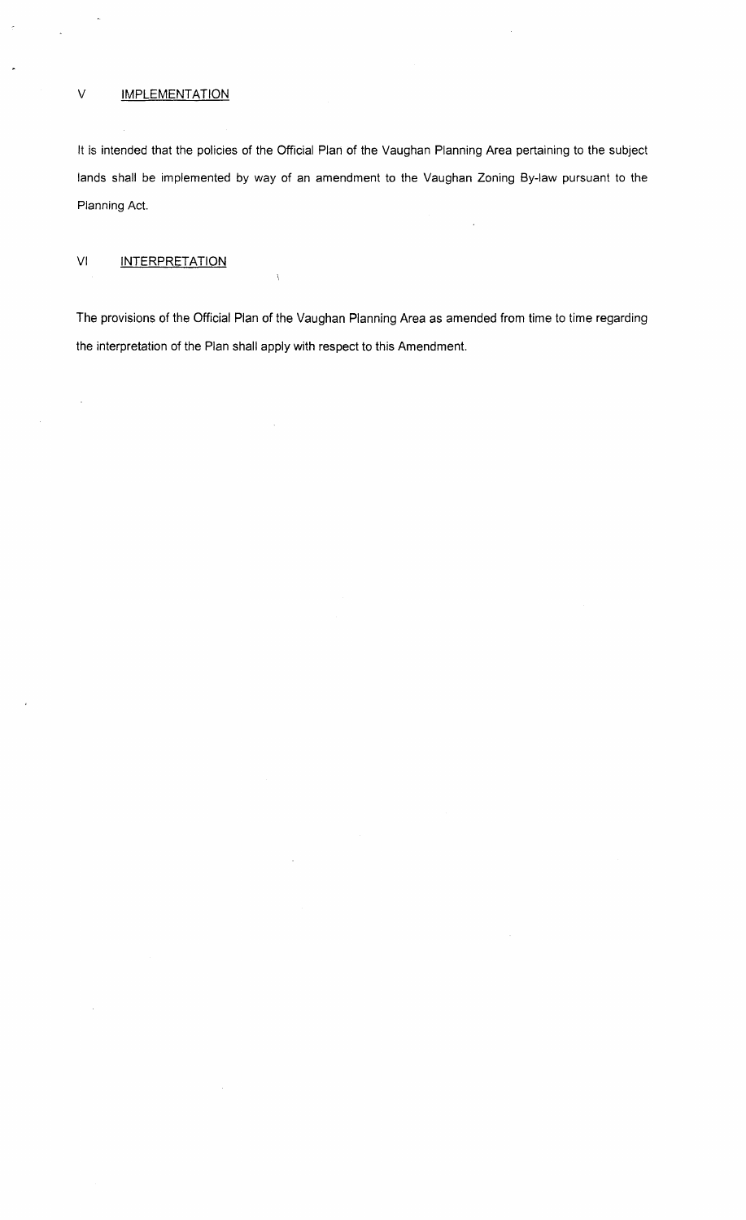## V IMPLEMENTATION

It is intended that the policies of the Official Plan of the Vaughan Planning Area pertaining to the subject lands shall be implemented by way of an amendment to the Vaughan Zoning By-law pursuant to the Planning Act.

## VI INTERPRETATION

The provisions of the Official Plan of the Vaughan Planning Area as amended from time to time regarding the interpretation of the Plan shall apply with respect to this Amendment.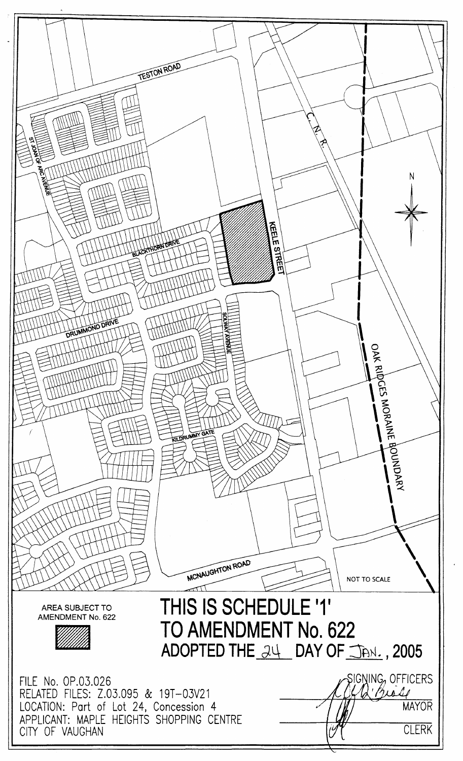TESTON ROAD

ST JOAN OF ARC AVENUE

C. N. R.

N

BLACKTHORN DRIVE

KEELE STREET

DRUMMOND DRIVE

SOLWAY AVENUE

OAK RIDGES MORAINE BOUNDARY

KILDRUMMY GATE

MCNAUGHTON ROAD

NOT TO SCALE

AREA SUBJECT TO AMENDMENT No. 622

# THIS IS SCHEDULE '1' TO AMENDMENT No. 622 ADOPTED THE 24 DAY OF JAN., 2005

FILE No. OP.03.026
RELATED FILES: Z.03.095 & 19T-03V21
LOCATION: Part of Lot 24, Concession 4
APPLICANT: MAPLE HEIGHTS SHOPPING CENTRE
CITY OF VAUGHAN

SIGNING OFFICERS

MAYOR

CLERK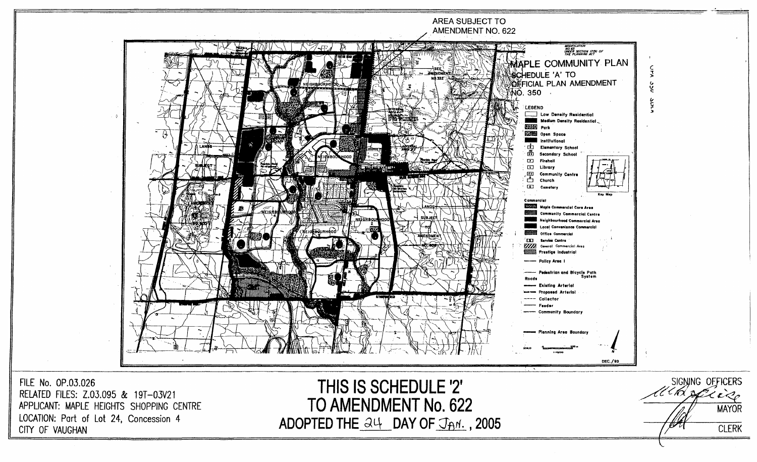AREA SUBJECT TO AMENDMENT NO. 622

MAPLE COMMUNITY PLAN
SCHEDULE 'A' TO
OFFICIAL PLAN AMENDMENT
NO. 350

MODIFICATION NO. 63 UNDER SECTION 17(9) OF THE PLANNING ACT

LEGEND

- Low Density Residential
- Medium Density Residential
- Park
- Open Space
- Institutional
- Elementary School
- Secondary School
- Firehall
- Library
- Community Centre
- Church
- Cemetery

Commercial

- Maple Commercial Core Area
- Community Commercial Centre
- Neighbourhood Commercial Area
- Local Convenience Commercial
- Office Commercial
- Service Centre
- General Commercial Area
- Prestige Industrial
- Policy Area I
- Pedestrian and Bicycle Path System

Roads

- Existing Arterial
- Proposed Arterial
- Collector
- Feeder
- Community Boundary
- Planning Area Boundary

Key Map

DEC./93

LANDS SUBJECT TO AMENDMENT

FILE No. OP.03.026
RELATED FILES: Z.03.095 & 19T-03V21
APPLICANT: MAPLE HEIGHTS SHOPPING CENTRE
LOCATION: Part of Lot 24, Concession 4
CITY OF VAUGHAN

# THIS IS SCHEDULE '2' TO AMENDMENT No. 622 ADOPTED THE 24 DAY OF JAN., 2005

SIGNING OFFICERS

MAYOR

CLERK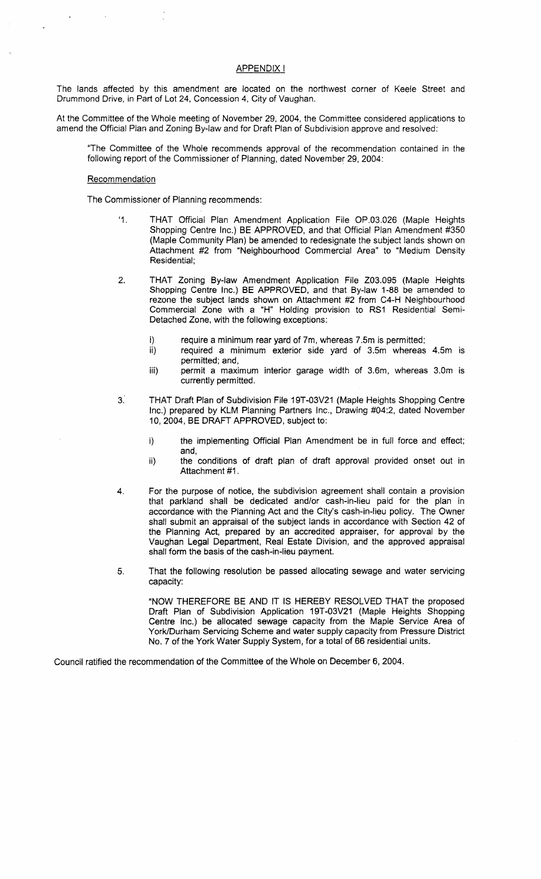## APPENDIX I

The lands affected by this amendment are located on the northwest corner of Keele Street and Drummond Drive, in Part of Lot 24, Concession 4, City of Vaughan.

At the Committee of the Whole meeting of November 29, 2004, the Committee considered applications to amend the Official Plan and Zoning By-law and for Draft Plan of Subdivision approve and resolved:

> "The Committee of the Whole recommends approval of the recommendation contained in the following report of the Commissioner of Planning, dated November 29, 2004:
>
> Recommendation

The Commissioner of Planning recommends:

'1. THAT Official Plan Amendment Application File OP.03.026 (Maple Heights Shopping Centre Inc.) BE APPROVED, and that Official Plan Amendment #350 (Maple Community Plan) be amended to redesignate the subject lands shown on Attachment #2 from "Neighbourhood Commercial Area" to "Medium Density Residential;

2. THAT Zoning By-law Amendment Application File Z03.095 (Maple Heights Shopping Centre Inc.) BE APPROVED, and that By-law 1-88 be amended to rezone the subject lands shown on Attachment #2 from C4-H Neighbourhood Commercial Zone with a "H" Holding provision to RS1 Residential Semi-Detached Zone, with the following exceptions:

   i) require a minimum rear yard of 7m, whereas 7.5m is permitted;
   ii) required a minimum exterior side yard of 3.5m whereas 4.5m is permitted; and,
   iii) permit a maximum interior garage width of 3.6m, whereas 3.0m is currently permitted.

3. THAT Draft Plan of Subdivision File 19T-03V21 (Maple Heights Shopping Centre Inc.) prepared by KLM Planning Partners Inc., Drawing #04:2, dated November 10, 2004, BE DRAFT APPROVED, subject to:

   i) the implementing Official Plan Amendment be in full force and effect; and,
   ii) the conditions of draft plan of draft approval provided onset out in Attachment #1.

4. For the purpose of notice, the subdivision agreement shall contain a provision that parkland shall be dedicated and/or cash-in-lieu paid for the plan in accordance with the Planning Act and the City's cash-in-lieu policy. The Owner shall submit an appraisal of the subject lands in accordance with Section 42 of the Planning Act, prepared by an accredited appraiser, for approval by the Vaughan Legal Department, Real Estate Division, and the approved appraisal shall form the basis of the cash-in-lieu payment.

5. That the following resolution be passed allocating sewage and water servicing capacity:

   "NOW THEREFORE BE AND IT IS HEREBY RESOLVED THAT the proposed Draft Plan of Subdivision Application 19T-03V21 (Maple Heights Shopping Centre Inc.) be allocated sewage capacity from the Maple Service Area of York/Durham Servicing Scheme and water supply capacity from Pressure District No. 7 of the York Water Supply System, for a total of 66 residential units.

Council ratified the recommendation of the Committee of the Whole on December 6, 2004.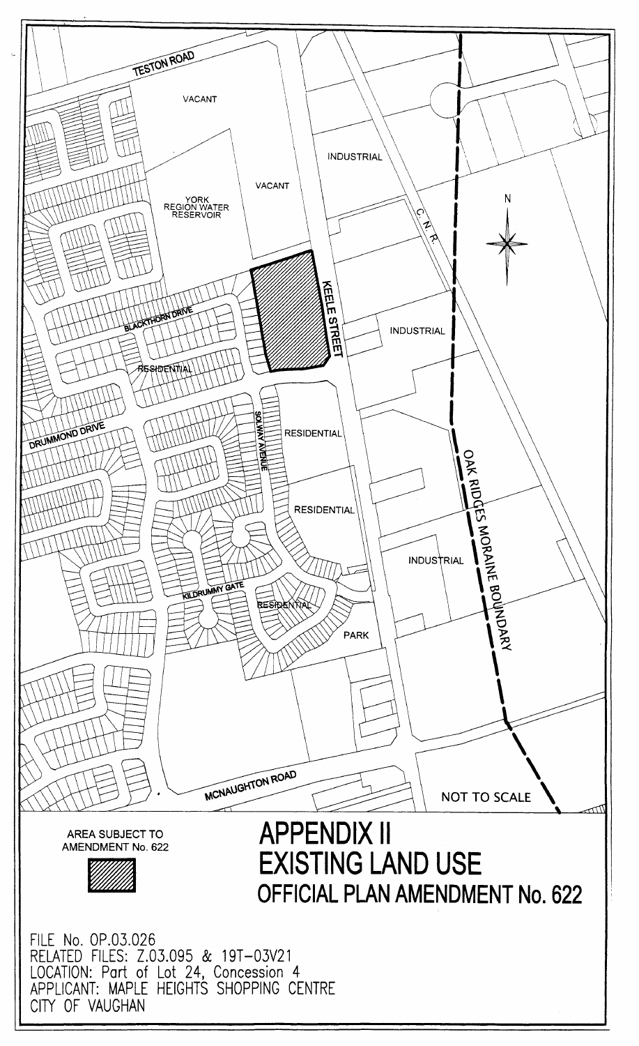TESTON ROAD

VACANT

YORK REGION WATER RESERVOIR

VACANT

INDUSTRIAL

C.N.R.

N

KEELE STREET

BLACKTHORN DRIVE

INDUSTRIAL

RESIDENTIAL

DRUMMOND DRIVE

SOLWAY AVENUE

RESIDENTIAL

RESIDENTIAL

OAK RIDGES MORAINE BOUNDARY

INDUSTRIAL

KILDRUMMY GATE

RESIDENTIAL

PARK

MCNAUGHTON ROAD

NOT TO SCALE

AREA SUBJECT TO AMENDMENT No. 622

# APPENDIX II
# EXISTING LAND USE
## OFFICIAL PLAN AMENDMENT No. 622

FILE No. OP.03.026
RELATED FILES: Z.03.095 & 19T-03V21
LOCATION: Part of Lot 24, Concession 4
APPLICANT: MAPLE HEIGHTS SHOPPING CENTRE
CITY OF VAUGHAN